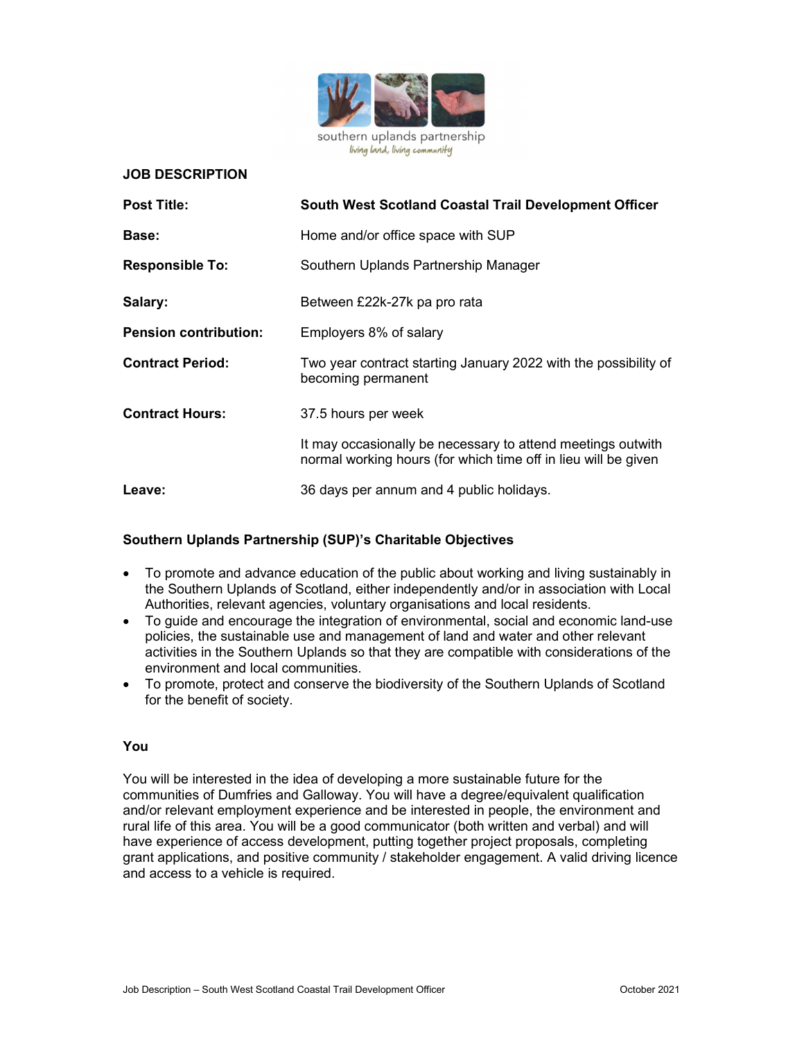southern uplands partnership
*living land, living community*

## JOB DESCRIPTION

| | |
|---|---|
| **Post Title:** | **South West Scotland Coastal Trail Development Officer** |
| **Base:** | Home and/or office space with SUP |
| **Responsible To:** | Southern Uplands Partnership Manager |
| **Salary:** | Between £22k-27k pa pro rata |
| **Pension contribution:** | Employers 8% of salary |
| **Contract Period:** | Two year contract starting January 2022 with the possibility of becoming permanent |
| **Contract Hours:** | 37.5 hours per week<br><br>It may occasionally be necessary to attend meetings outwith normal working hours (for which time off in lieu will be given |
| **Leave:** | 36 days per annum and 4 public holidays. |

### Southern Uplands Partnership (SUP)'s Charitable Objectives

- To promote and advance education of the public about working and living sustainably in the Southern Uplands of Scotland, either independently and/or in association with Local Authorities, relevant agencies, voluntary organisations and local residents.
- To guide and encourage the integration of environmental, social and economic land-use policies, the sustainable use and management of land and water and other relevant activities in the Southern Uplands so that they are compatible with considerations of the environment and local communities.
- To promote, protect and conserve the biodiversity of the Southern Uplands of Scotland for the benefit of society.

### You

You will be interested in the idea of developing a more sustainable future for the communities of Dumfries and Galloway. You will have a degree/equivalent qualification and/or relevant employment experience and be interested in people, the environment and rural life of this area. You will be a good communicator (both written and verbal) and will have experience of access development, putting together project proposals, completing grant applications, and positive community / stakeholder engagement. A valid driving licence and access to a vehicle is required.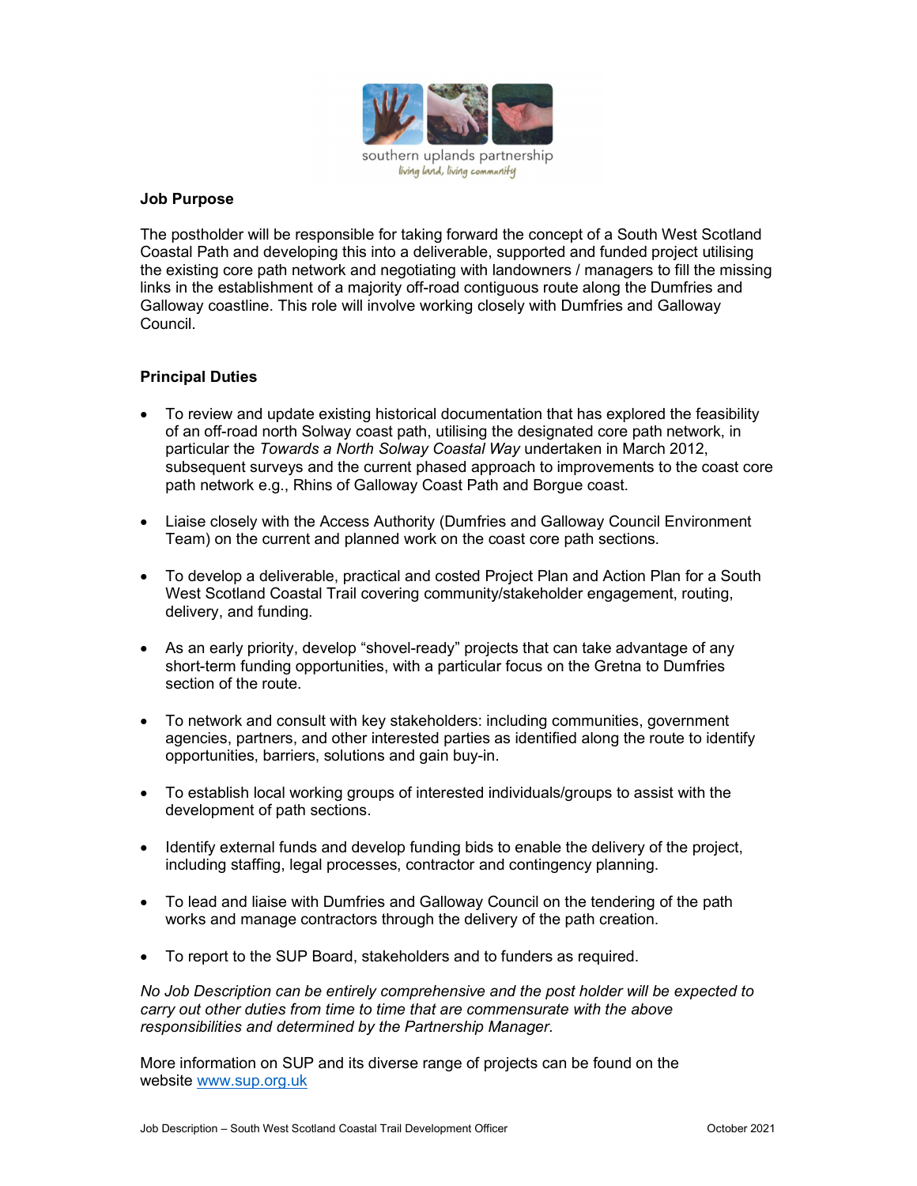## Job Purpose

The postholder will be responsible for taking forward the concept of a South West Scotland Coastal Path and developing this into a deliverable, supported and funded project utilising the existing core path network and negotiating with landowners / managers to fill the missing links in the establishment of a majority off-road contiguous route along the Dumfries and Galloway coastline. This role will involve working closely with Dumfries and Galloway Council.

## Principal Duties

- To review and update existing historical documentation that has explored the feasibility of an off-road north Solway coast path, utilising the designated core path network, in particular the *Towards a North Solway Coastal Way* undertaken in March 2012, subsequent surveys and the current phased approach to improvements to the coast core path network e.g., Rhins of Galloway Coast Path and Borgue coast.
- Liaise closely with the Access Authority (Dumfries and Galloway Council Environment Team) on the current and planned work on the coast core path sections.
- To develop a deliverable, practical and costed Project Plan and Action Plan for a South West Scotland Coastal Trail covering community/stakeholder engagement, routing, delivery, and funding.
- As an early priority, develop “shovel-ready” projects that can take advantage of any short-term funding opportunities, with a particular focus on the Gretna to Dumfries section of the route.
- To network and consult with key stakeholders: including communities, government agencies, partners, and other interested parties as identified along the route to identify opportunities, barriers, solutions and gain buy-in.
- To establish local working groups of interested individuals/groups to assist with the development of path sections.
- Identify external funds and develop funding bids to enable the delivery of the project, including staffing, legal processes, contractor and contingency planning.
- To lead and liaise with Dumfries and Galloway Council on the tendering of the path works and manage contractors through the delivery of the path creation.
- To report to the SUP Board, stakeholders and to funders as required.

*No Job Description can be entirely comprehensive and the post holder will be expected to carry out other duties from time to time that are commensurate with the above responsibilities and determined by the Partnership Manager.*

More information on SUP and its diverse range of projects can be found on the website [www.sup.org.uk](http://www.sup.org.uk)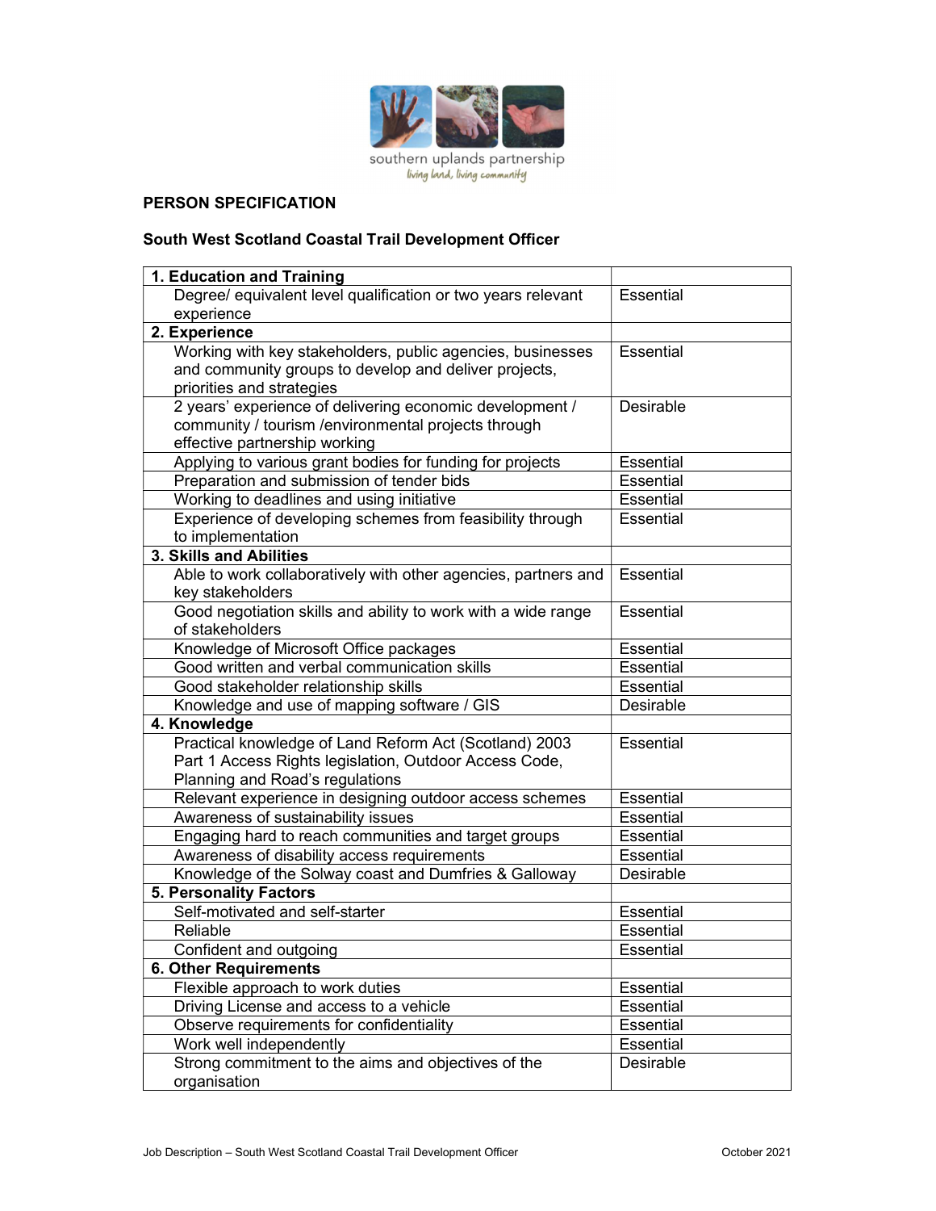southern uplands partnership
*living land, living community*

**PERSON SPECIFICATION**

**South West Scotland Coastal Trail Development Officer**

| **1. Education and Training** | |
|---|---|
| Degree/ equivalent level qualification or two years relevant experience | Essential |
| **2. Experience** | |
| Working with key stakeholders, public agencies, businesses and community groups to develop and deliver projects, priorities and strategies | Essential |
| 2 years' experience of delivering economic development / community / tourism /environmental projects through effective partnership working | Desirable |
| Applying to various grant bodies for funding for projects | Essential |
| Preparation and submission of tender bids | Essential |
| Working to deadlines and using initiative | Essential |
| Experience of developing schemes from feasibility through to implementation | Essential |
| **3. Skills and Abilities** | |
| Able to work collaboratively with other agencies, partners and key stakeholders | Essential |
| Good negotiation skills and ability to work with a wide range of stakeholders | Essential |
| Knowledge of Microsoft Office packages | Essential |
| Good written and verbal communication skills | Essential |
| Good stakeholder relationship skills | Essential |
| Knowledge and use of mapping software / GIS | Desirable |
| **4. Knowledge** | |
| Practical knowledge of Land Reform Act (Scotland) 2003 Part 1 Access Rights legislation, Outdoor Access Code, Planning and Road's regulations | Essential |
| Relevant experience in designing outdoor access schemes | Essential |
| Awareness of sustainability issues | Essential |
| Engaging hard to reach communities and target groups | Essential |
| Awareness of disability access requirements | Essential |
| Knowledge of the Solway coast and Dumfries & Galloway | Desirable |
| **5. Personality Factors** | |
| Self-motivated and self-starter | Essential |
| Reliable | Essential |
| Confident and outgoing | Essential |
| **6. Other Requirements** | |
| Flexible approach to work duties | Essential |
| Driving License and access to a vehicle | Essential |
| Observe requirements for confidentiality | Essential |
| Work well independently | Essential |
| Strong commitment to the aims and objectives of the organisation | Desirable |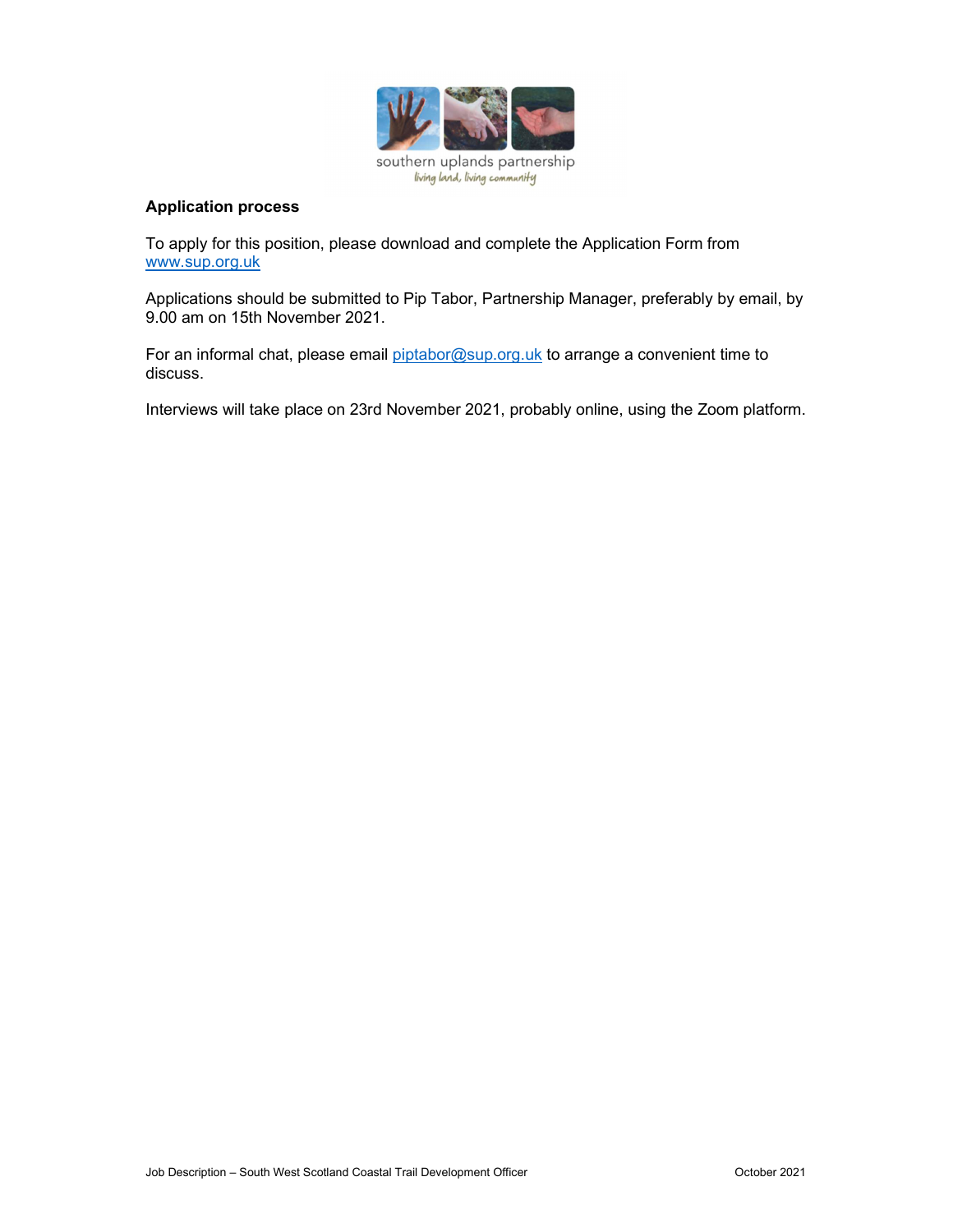## Application process

To apply for this position, please download and complete the Application Form from [www.sup.org.uk](http://www.sup.org.uk)

Applications should be submitted to Pip Tabor, Partnership Manager, preferably by email, by 9.00 am on 15th November 2021.

For an informal chat, please email [piptabor@sup.org.uk](mailto:piptabor@sup.org.uk) to arrange a convenient time to discuss.

Interviews will take place on 23rd November 2021, probably online, using the Zoom platform.